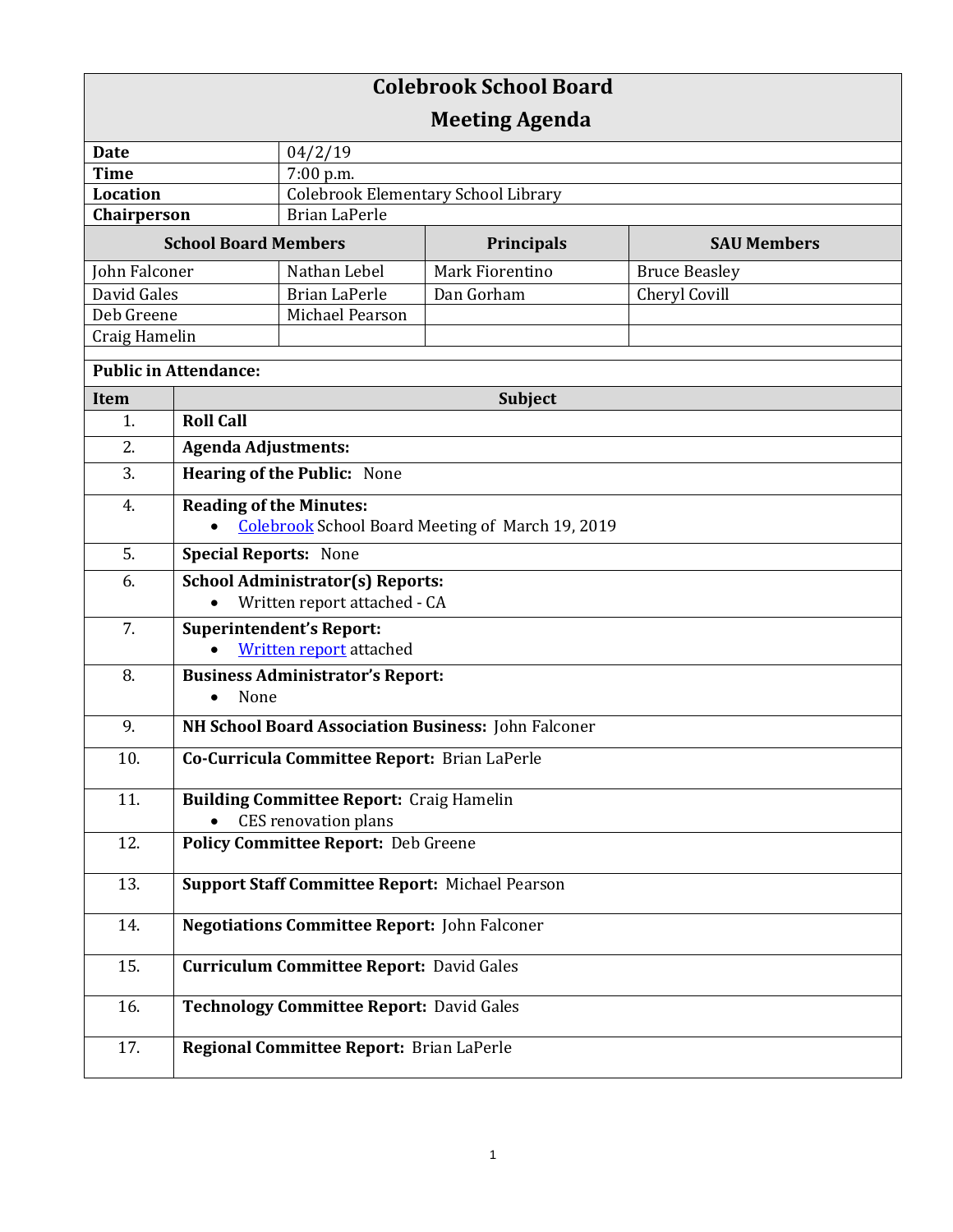# Colebrook School Board
## Meeting Agenda

| | |
|---|---|
| **Date** | 04/2/19 |
| **Time** | 7:00 p.m. |
| **Location** | Colebrook Elementary School Library |
| **Chairperson** | Brian LaPerle |

| School Board Members | | Principals | SAU Members |
|---|---|---|---|
| John Falconer | Nathan Lebel | Mark Fiorentino | Bruce Beasley |
| David Gales | Brian LaPerle | Dan Gorham | Cheryl Covill |
| Deb Greene | Michael Pearson | | |
| Craig Hamelin | | | |

**Public in Attendance:**

| Item | Subject |
|---|---|
| 1. | **Roll Call** |
| 2. | **Agenda Adjustments:** |
| 3. | **Hearing of the Public:** None |
| 4. | **Reading of the Minutes:**<br>• Colebrook School Board Meeting of March 19, 2019 |
| 5. | **Special Reports:** None |
| 6. | **School Administrator(s) Reports:**<br>• Written report attached - CA |
| 7. | **Superintendent's Report:**<br>• Written report attached |
| 8. | **Business Administrator's Report:**<br>• None |
| 9. | **NH School Board Association Business:** John Falconer |
| 10. | **Co-Curricula Committee Report:** Brian LaPerle |
| 11. | **Building Committee Report:** Craig Hamelin<br>• CES renovation plans |
| 12. | **Policy Committee Report:** Deb Greene |
| 13. | **Support Staff Committee Report:** Michael Pearson |
| 14. | **Negotiations Committee Report:** John Falconer |
| 15. | **Curriculum Committee Report:** David Gales |
| 16. | **Technology Committee Report:** David Gales |
| 17. | **Regional Committee Report:** Brian LaPerle |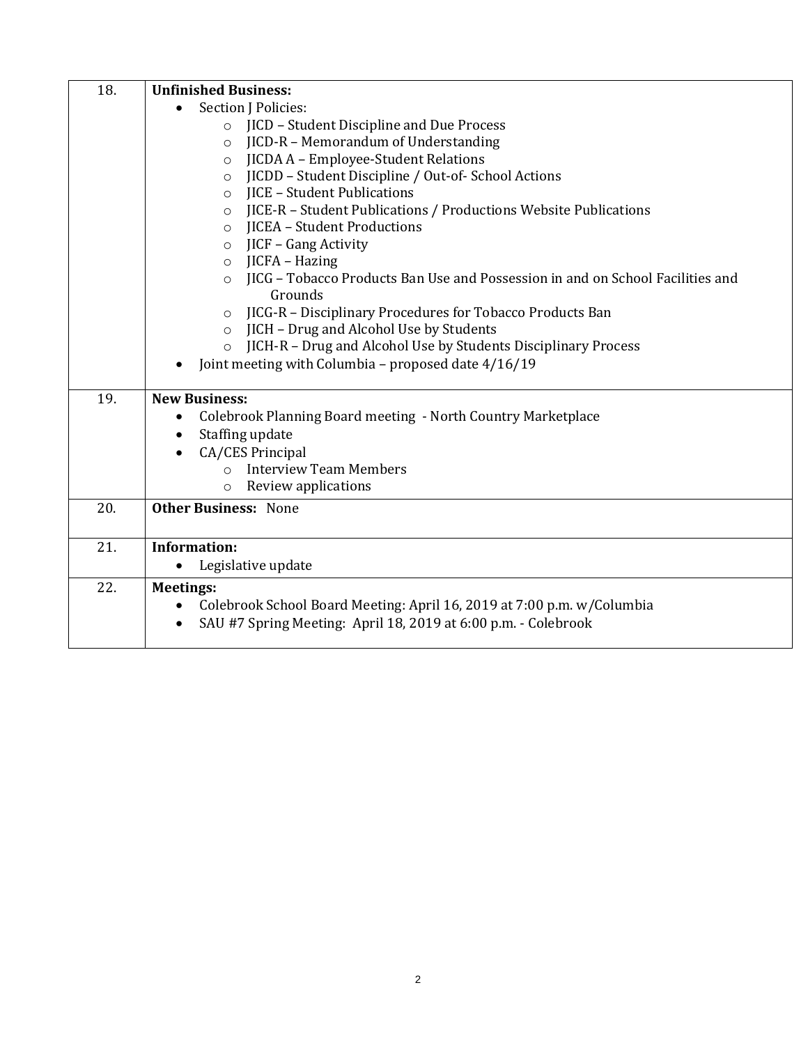| | |
|---|---|
| 18. | **Unfinished Business:**<br>• Section J Policies:<br>  ○ JICD – Student Discipline and Due Process<br>  ○ JICD-R – Memorandum of Understanding<br>  ○ JICDA A – Employee-Student Relations<br>  ○ JICDD – Student Discipline / Out-of- School Actions<br>  ○ JICE – Student Publications<br>  ○ JICE-R – Student Publications / Productions Website Publications<br>  ○ JICEA – Student Productions<br>  ○ JICF – Gang Activity<br>  ○ JICFA – Hazing<br>  ○ JICG – Tobacco Products Ban Use and Possession in and on School Facilities and Grounds<br>  ○ JICG-R – Disciplinary Procedures for Tobacco Products Ban<br>  ○ JICH – Drug and Alcohol Use by Students<br>  ○ JICH-R – Drug and Alcohol Use by Students Disciplinary Process<br>• Joint meeting with Columbia – proposed date 4/16/19 |
| 19. | **New Business:**<br>• Colebrook Planning Board meeting - North Country Marketplace<br>• Staffing update<br>• CA/CES Principal<br>  ○ Interview Team Members<br>  ○ Review applications |
| 20. | **Other Business:** None |
| 21. | **Information:**<br>• Legislative update |
| 22. | **Meetings:**<br>• Colebrook School Board Meeting: April 16, 2019 at 7:00 p.m. w/Columbia<br>• SAU #7 Spring Meeting: April 18, 2019 at 6:00 p.m. - Colebrook |